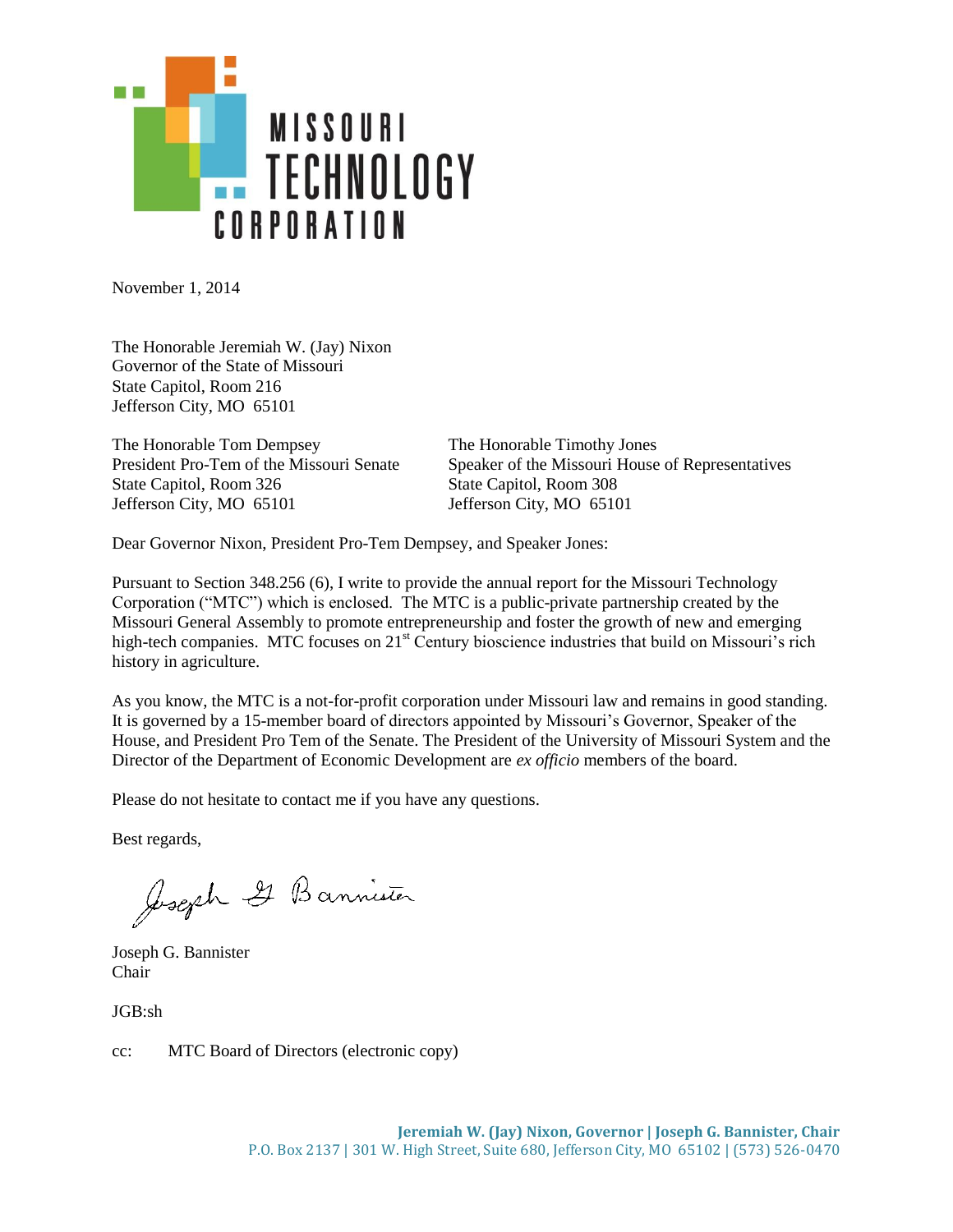MISSOURI TECHNOLOGY CORPORATION

November 1, 2014

The Honorable Jeremiah W. (Jay) Nixon
Governor of the State of Missouri
State Capitol, Room 216
Jefferson City, MO 65101

The Honorable Tom Dempsey
President Pro-Tem of the Missouri Senate
State Capitol, Room 326
Jefferson City, MO 65101

The Honorable Timothy Jones
Speaker of the Missouri House of Representatives
State Capitol, Room 308
Jefferson City, MO 65101

Dear Governor Nixon, President Pro-Tem Dempsey, and Speaker Jones:

Pursuant to Section 348.256 (6), I write to provide the annual report for the Missouri Technology Corporation ("MTC") which is enclosed. The MTC is a public-private partnership created by the Missouri General Assembly to promote entrepreneurship and foster the growth of new and emerging high-tech companies. MTC focuses on 21st Century bioscience industries that build on Missouri's rich history in agriculture.

As you know, the MTC is a not-for-profit corporation under Missouri law and remains in good standing. It is governed by a 15-member board of directors appointed by Missouri's Governor, Speaker of the House, and President Pro Tem of the Senate. The President of the University of Missouri System and the Director of the Department of Economic Development are *ex officio* members of the board.

Please do not hesitate to contact me if you have any questions.

Best regards,

Joseph G. Bannister

Joseph G. Bannister
Chair

JGB:sh

cc: MTC Board of Directors (electronic copy)

**Jeremiah W. (Jay) Nixon, Governor | Joseph G. Bannister, Chair**
P.O. Box 2137 | 301 W. High Street, Suite 680, Jefferson City, MO 65102 | (573) 526-0470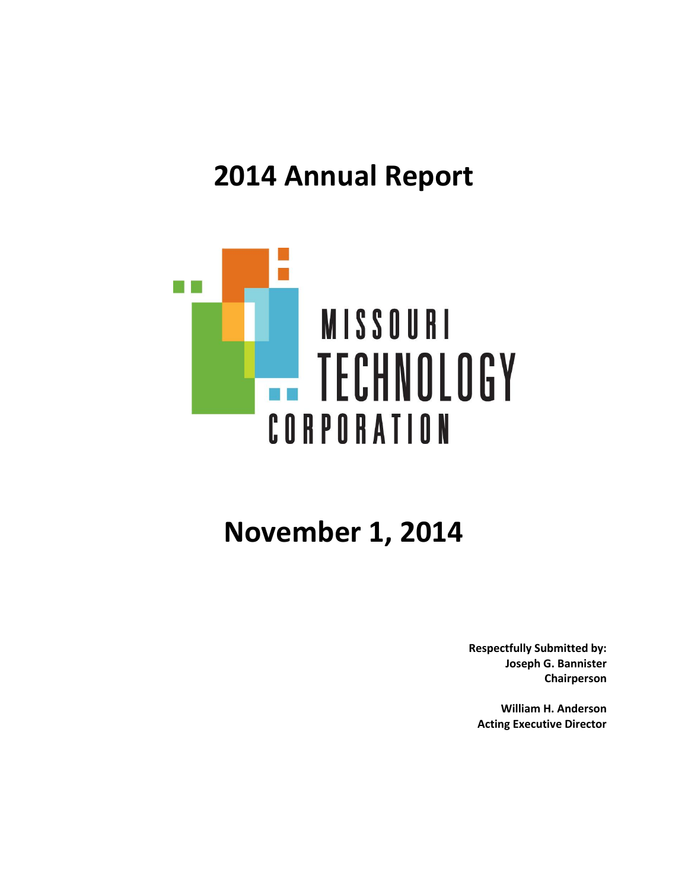# 2014 Annual Report

MISSOURI TECHNOLOGY CORPORATION

# November 1, 2014

**Respectfully Submitted by:**
**Joseph G. Bannister**
**Chairperson**

**William H. Anderson**
**Acting Executive Director**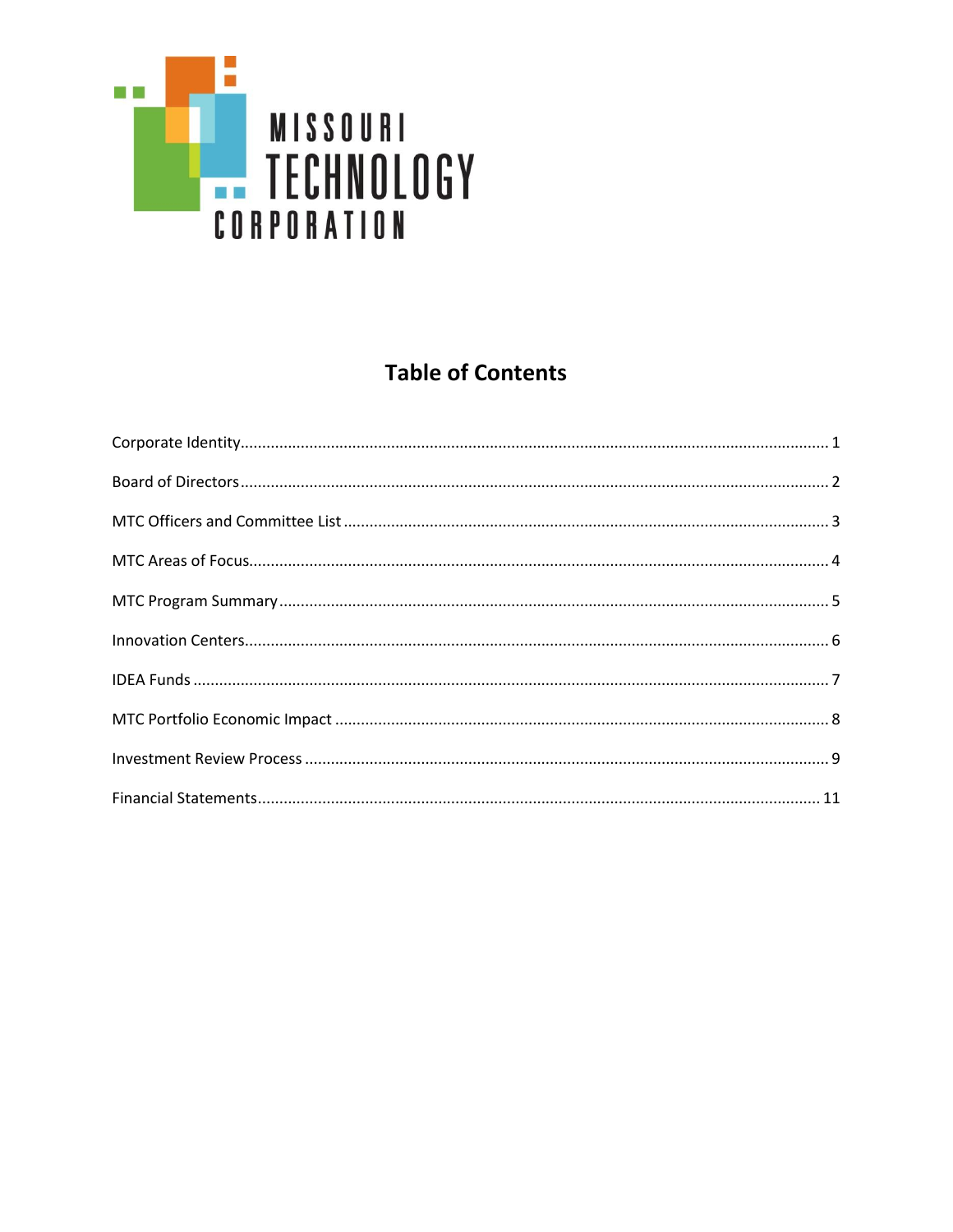MISSOURI TECHNOLOGY CORPORATION

# Table of Contents

| Section | Page |
| --- | --- |
| Corporate Identity | 1 |
| Board of Directors | 2 |
| MTC Officers and Committee List | 3 |
| MTC Areas of Focus | 4 |
| MTC Program Summary | 5 |
| Innovation Centers | 6 |
| IDEA Funds | 7 |
| MTC Portfolio Economic Impact | 8 |
| Investment Review Process | 9 |
| Financial Statements | 11 |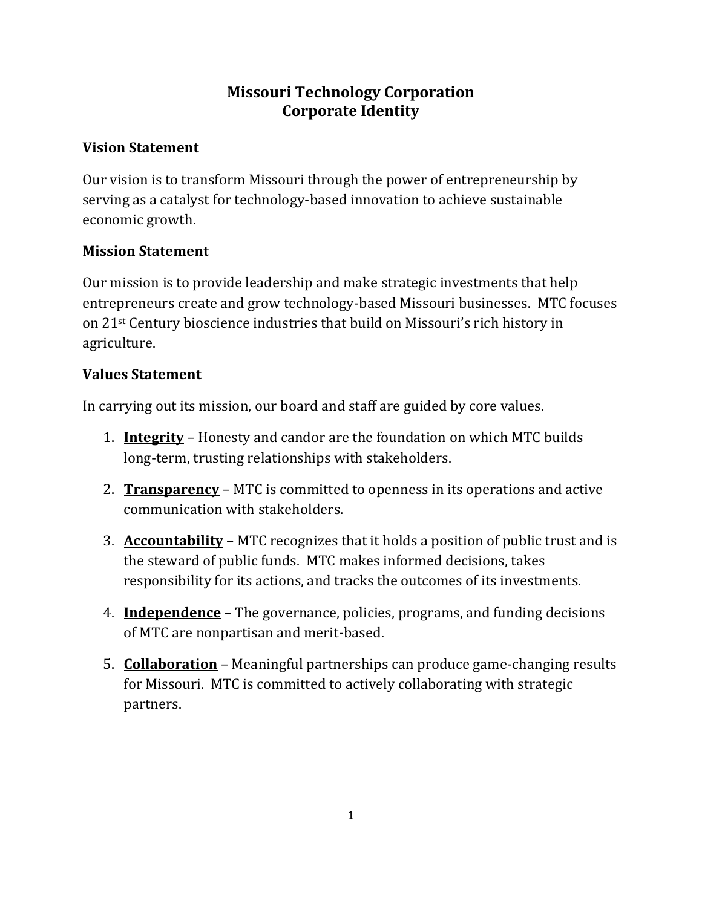# Missouri Technology Corporation
# Corporate Identity

## Vision Statement

Our vision is to transform Missouri through the power of entrepreneurship by serving as a catalyst for technology-based innovation to achieve sustainable economic growth.

## Mission Statement

Our mission is to provide leadership and make strategic investments that help entrepreneurs create and grow technology-based Missouri businesses. MTC focuses on 21st Century bioscience industries that build on Missouri's rich history in agriculture.

## Values Statement

In carrying out its mission, our board and staff are guided by core values.

1. **Integrity** – Honesty and candor are the foundation on which MTC builds long-term, trusting relationships with stakeholders.

2. **Transparency** – MTC is committed to openness in its operations and active communication with stakeholders.

3. **Accountability** – MTC recognizes that it holds a position of public trust and is the steward of public funds. MTC makes informed decisions, takes responsibility for its actions, and tracks the outcomes of its investments.

4. **Independence** – The governance, policies, programs, and funding decisions of MTC are nonpartisan and merit-based.

5. **Collaboration** – Meaningful partnerships can produce game-changing results for Missouri. MTC is committed to actively collaborating with strategic partners.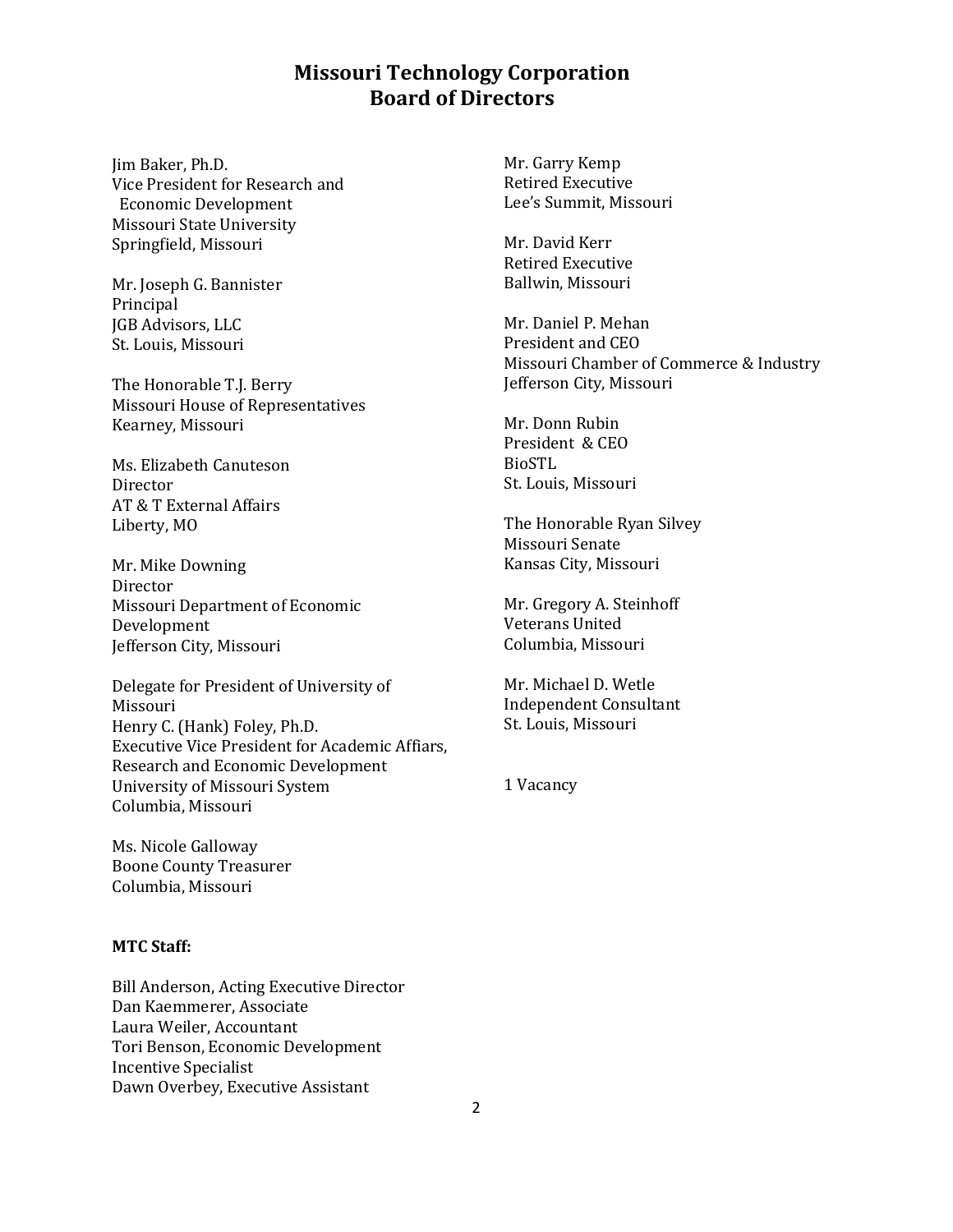# Missouri Technology Corporation
# Board of Directors

Jim Baker, Ph.D.
Vice President for Research and
Economic Development
Missouri State University
Springfield, Missouri

Mr. Joseph G. Bannister
Principal
JGB Advisors, LLC
St. Louis, Missouri

The Honorable T.J. Berry
Missouri House of Representatives
Kearney, Missouri

Ms. Elizabeth Canuteson
Director
AT & T External Affairs
Liberty, MO

Mr. Mike Downing
Director
Missouri Department of Economic
Development
Jefferson City, Missouri

Delegate for President of University of
Missouri
Henry C. (Hank) Foley, Ph.D.
Executive Vice President for Academic Affiars,
Research and Economic Development
University of Missouri System
Columbia, Missouri

Ms. Nicole Galloway
Boone County Treasurer
Columbia, Missouri

Mr. Garry Kemp
Retired Executive
Lee's Summit, Missouri

Mr. David Kerr
Retired Executive
Ballwin, Missouri

Mr. Daniel P. Mehan
President and CEO
Missouri Chamber of Commerce & Industry
Jefferson City, Missouri

Mr. Donn Rubin
President & CEO
BioSTL
St. Louis, Missouri

The Honorable Ryan Silvey
Missouri Senate
Kansas City, Missouri

Mr. Gregory A. Steinhoff
Veterans United
Columbia, Missouri

Mr. Michael D. Wetle
Independent Consultant
St. Louis, Missouri

1 Vacancy

**MTC Staff:**

Bill Anderson, Acting Executive Director
Dan Kaemmerer, Associate
Laura Weiler, Accountant
Tori Benson, Economic Development
Incentive Specialist
Dawn Overbey, Executive Assistant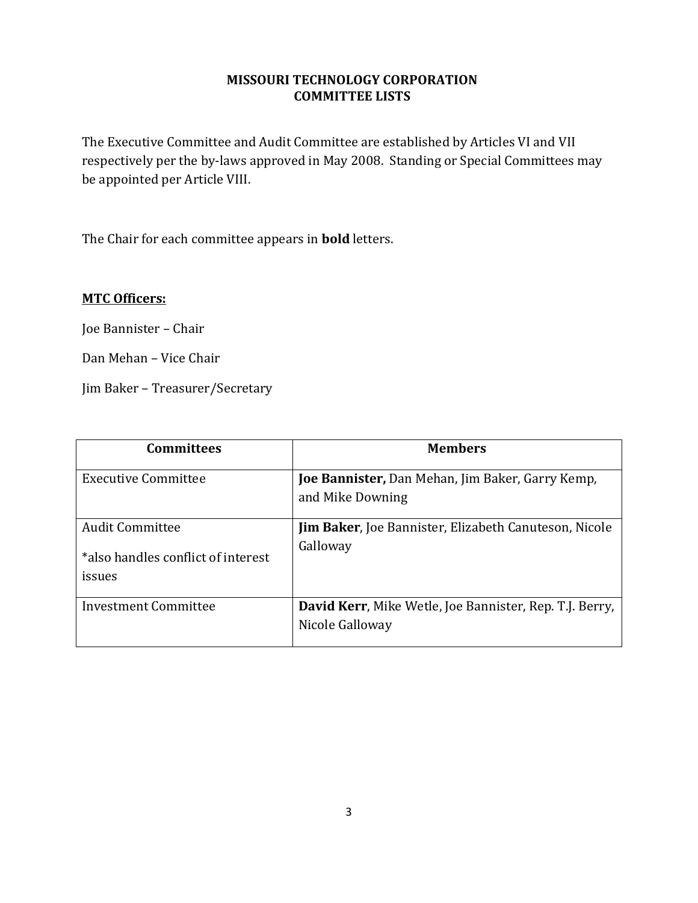# MISSOURI TECHNOLOGY CORPORATION
# COMMITTEE LISTS

The Executive Committee and Audit Committee are established by Articles VI and VII respectively per the by-laws approved in May 2008. Standing or Special Committees may be appointed per Article VIII.

The Chair for each committee appears in **bold** letters.

**MTC Officers:**

Joe Bannister – Chair

Dan Mehan – Vice Chair

Jim Baker – Treasurer/Secretary

| Committees | Members |
|---|---|
| Executive Committee | **Joe Bannister,** Dan Mehan, Jim Baker, Garry Kemp, and Mike Downing |
| Audit Committee<br><br>*also handles conflict of interest issues | **Jim Baker**, Joe Bannister, Elizabeth Canuteson, Nicole Galloway |
| Investment Committee | **David Kerr**, Mike Wetle, Joe Bannister, Rep. T.J. Berry, Nicole Galloway |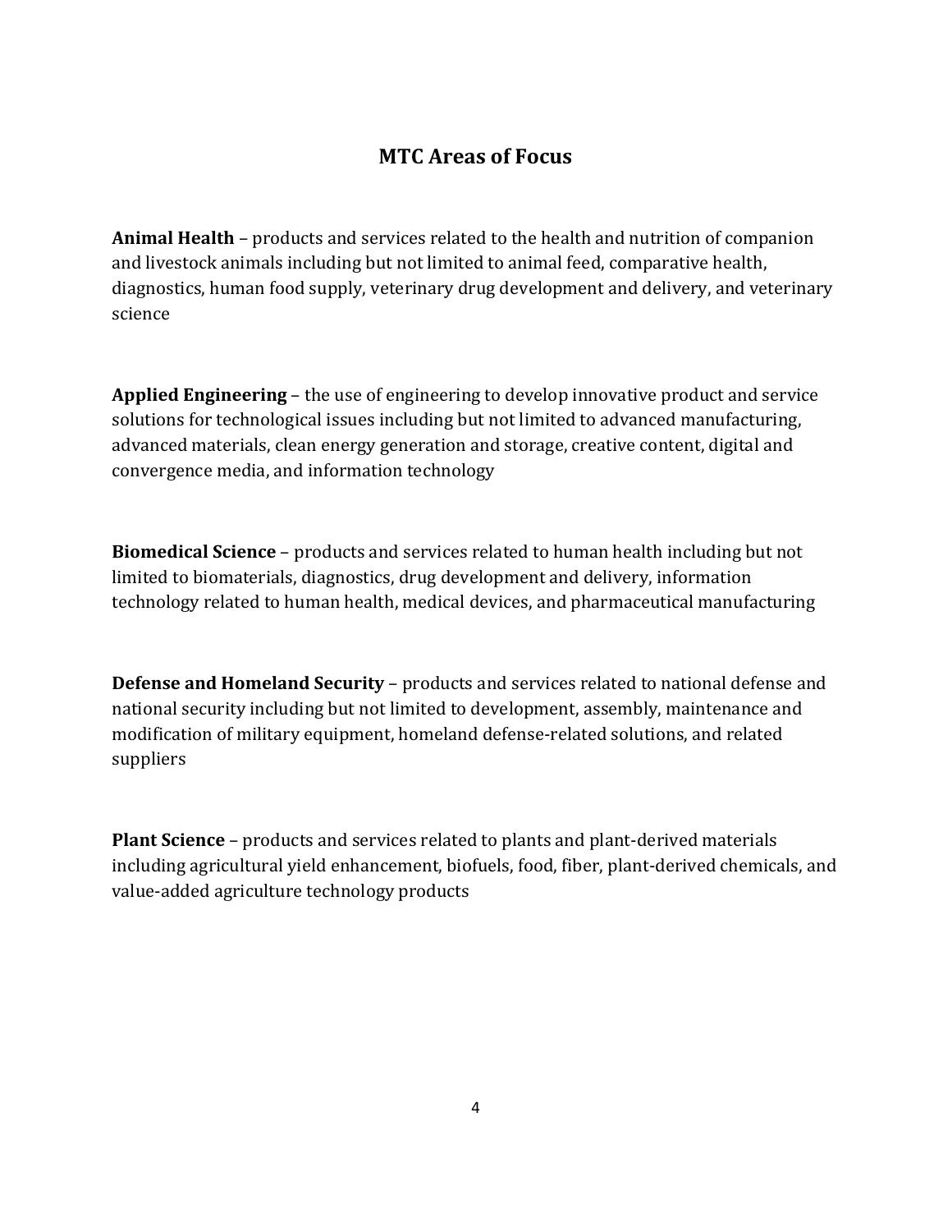## MTC Areas of Focus

**Animal Health** – products and services related to the health and nutrition of companion and livestock animals including but not limited to animal feed, comparative health, diagnostics, human food supply, veterinary drug development and delivery, and veterinary science

**Applied Engineering** – the use of engineering to develop innovative product and service solutions for technological issues including but not limited to advanced manufacturing, advanced materials, clean energy generation and storage, creative content, digital and convergence media, and information technology

**Biomedical Science** – products and services related to human health including but not limited to biomaterials, diagnostics, drug development and delivery, information technology related to human health, medical devices, and pharmaceutical manufacturing

**Defense and Homeland Security** – products and services related to national defense and national security including but not limited to development, assembly, maintenance and modification of military equipment, homeland defense-related solutions, and related suppliers

**Plant Science** – products and services related to plants and plant-derived materials including agricultural yield enhancement, biofuels, food, fiber, plant-derived chemicals, and value-added agriculture technology products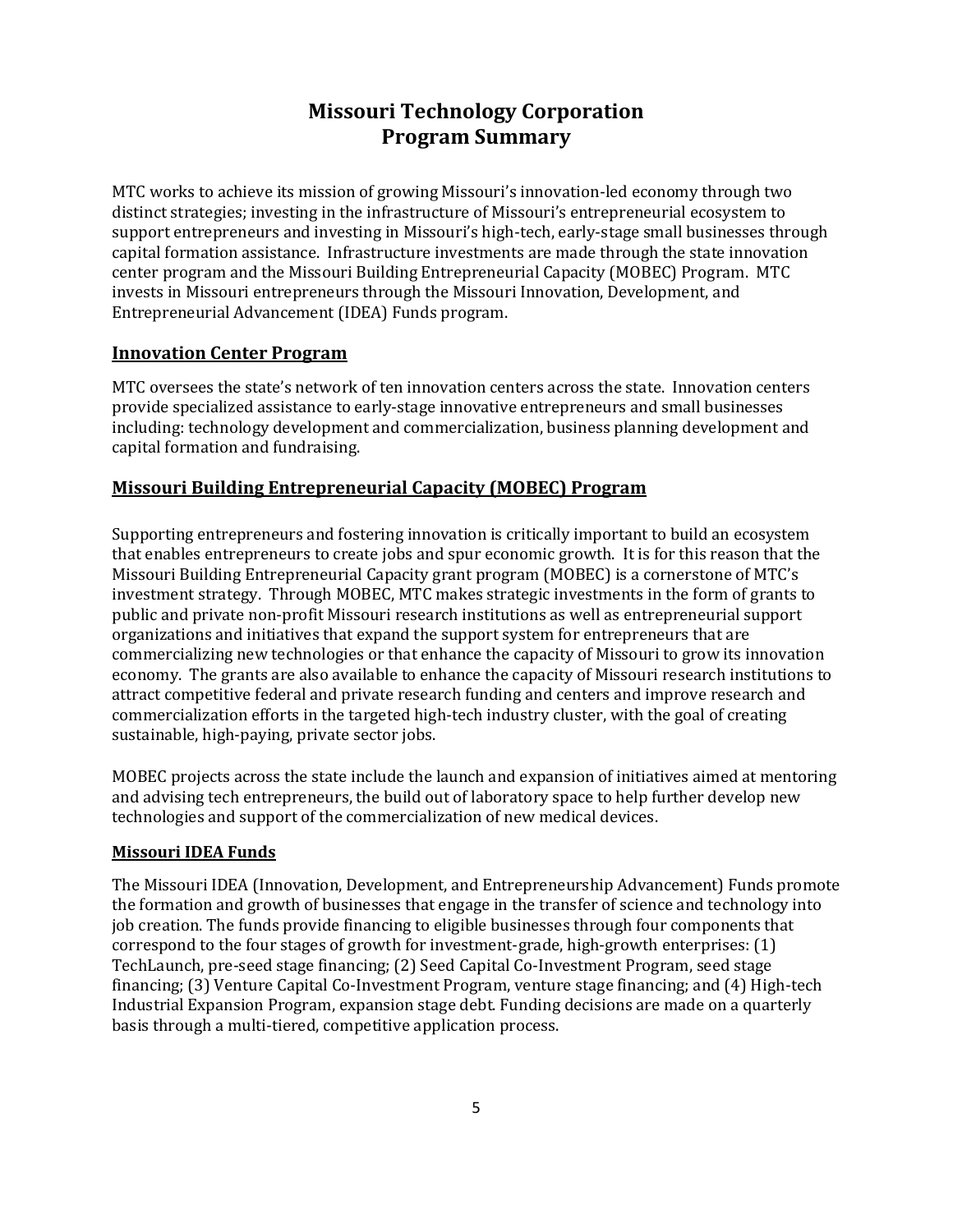# Missouri Technology Corporation
# Program Summary

MTC works to achieve its mission of growing Missouri's innovation-led economy through two distinct strategies; investing in the infrastructure of Missouri's entrepreneurial ecosystem to support entrepreneurs and investing in Missouri's high-tech, early-stage small businesses through capital formation assistance. Infrastructure investments are made through the state innovation center program and the Missouri Building Entrepreneurial Capacity (MOBEC) Program. MTC invests in Missouri entrepreneurs through the Missouri Innovation, Development, and Entrepreneurial Advancement (IDEA) Funds program.

## Innovation Center Program

MTC oversees the state's network of ten innovation centers across the state. Innovation centers provide specialized assistance to early-stage innovative entrepreneurs and small businesses including: technology development and commercialization, business planning development and capital formation and fundraising.

## Missouri Building Entrepreneurial Capacity (MOBEC) Program

Supporting entrepreneurs and fostering innovation is critically important to build an ecosystem that enables entrepreneurs to create jobs and spur economic growth. It is for this reason that the Missouri Building Entrepreneurial Capacity grant program (MOBEC) is a cornerstone of MTC's investment strategy. Through MOBEC, MTC makes strategic investments in the form of grants to public and private non-profit Missouri research institutions as well as entrepreneurial support organizations and initiatives that expand the support system for entrepreneurs that are commercializing new technologies or that enhance the capacity of Missouri to grow its innovation economy. The grants are also available to enhance the capacity of Missouri research institutions to attract competitive federal and private research funding and centers and improve research and commercialization efforts in the targeted high-tech industry cluster, with the goal of creating sustainable, high-paying, private sector jobs.

MOBEC projects across the state include the launch and expansion of initiatives aimed at mentoring and advising tech entrepreneurs, the build out of laboratory space to help further develop new technologies and support of the commercialization of new medical devices.

### Missouri IDEA Funds

The Missouri IDEA (Innovation, Development, and Entrepreneurship Advancement) Funds promote the formation and growth of businesses that engage in the transfer of science and technology into job creation. The funds provide financing to eligible businesses through four components that correspond to the four stages of growth for investment-grade, high-growth enterprises: (1) TechLaunch, pre-seed stage financing; (2) Seed Capital Co-Investment Program, seed stage financing; (3) Venture Capital Co-Investment Program, venture stage financing; and (4) High-tech Industrial Expansion Program, expansion stage debt. Funding decisions are made on a quarterly basis through a multi-tiered, competitive application process.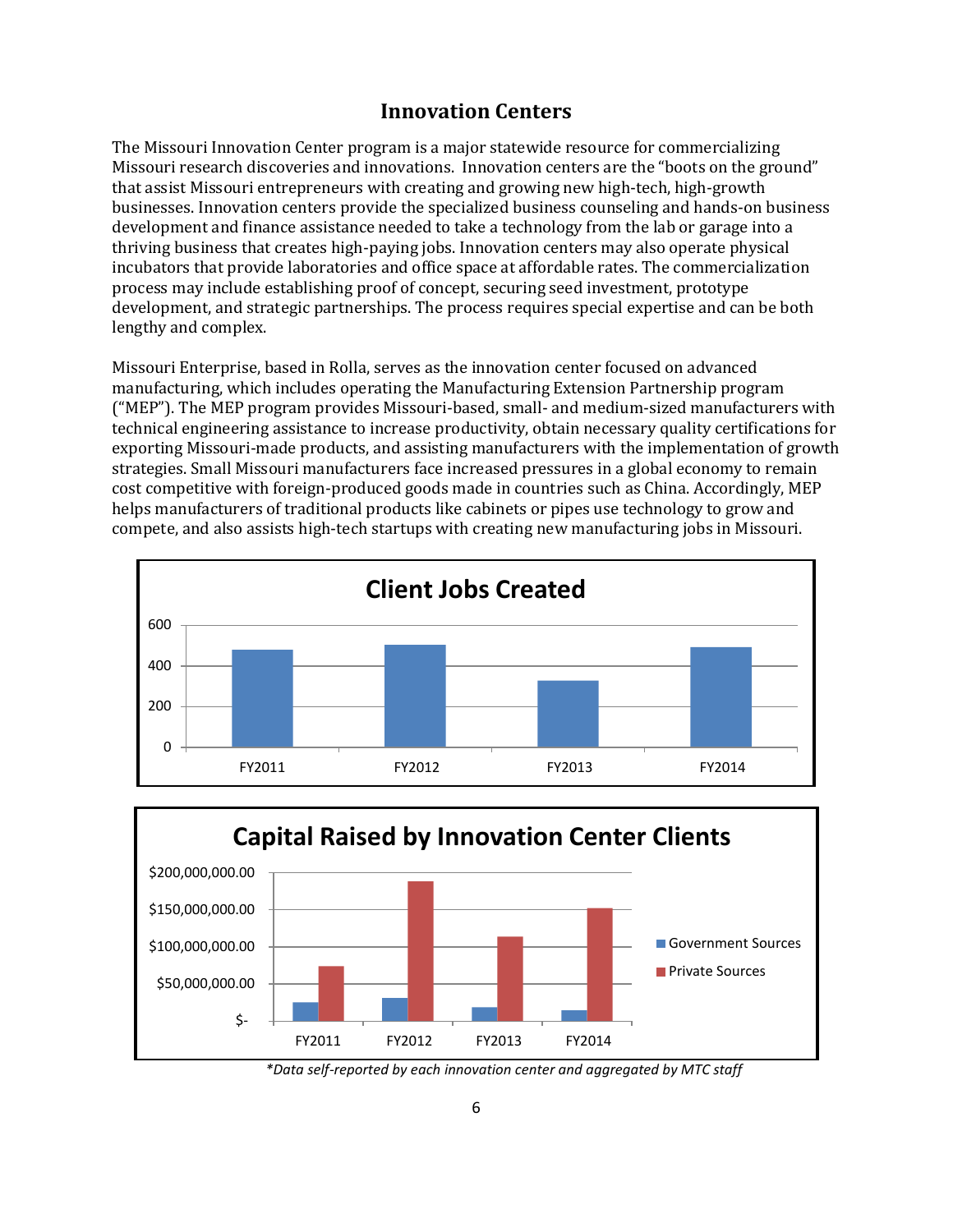# Innovation Centers

The Missouri Innovation Center program is a major statewide resource for commercializing Missouri research discoveries and innovations. Innovation centers are the "boots on the ground" that assist Missouri entrepreneurs with creating and growing new high-tech, high-growth businesses. Innovation centers provide the specialized business counseling and hands-on business development and finance assistance needed to take a technology from the lab or garage into a thriving business that creates high-paying jobs. Innovation centers may also operate physical incubators that provide laboratories and office space at affordable rates. The commercialization process may include establishing proof of concept, securing seed investment, prototype development, and strategic partnerships. The process requires special expertise and can be both lengthy and complex.

Missouri Enterprise, based in Rolla, serves as the innovation center focused on advanced manufacturing, which includes operating the Manufacturing Extension Partnership program ("MEP"). The MEP program provides Missouri-based, small- and medium-sized manufacturers with technical engineering assistance to increase productivity, obtain necessary quality certifications for exporting Missouri-made products, and assisting manufacturers with the implementation of growth strategies. Small Missouri manufacturers face increased pressures in a global economy to remain cost competitive with foreign-produced goods made in countries such as China. Accordingly, MEP helps manufacturers of traditional products like cabinets or pipes use technology to grow and compete, and also assists high-tech startups with creating new manufacturing jobs in Missouri.

**Client Jobs Created**

(Bar chart: FY2011, FY2012, FY2013, FY2014; y-axis 0–600)

**Capital Raised by Innovation Center Clients**

(Bar chart: FY2011, FY2012, FY2013, FY2014; Government Sources and Private Sources; y-axis $- to $200,000,000.00)

*\*Data self-reported by each innovation center and aggregated by MTC staff*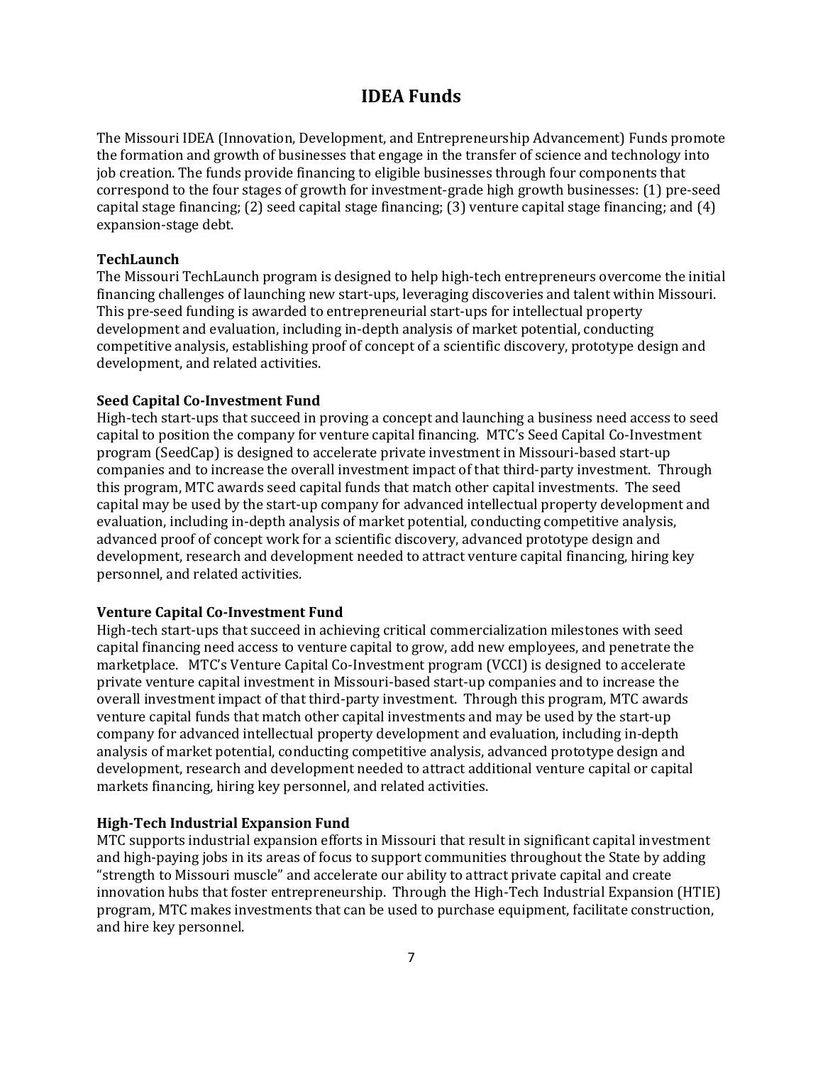# IDEA Funds

The Missouri IDEA (Innovation, Development, and Entrepreneurship Advancement) Funds promote the formation and growth of businesses that engage in the transfer of science and technology into job creation. The funds provide financing to eligible businesses through four components that correspond to the four stages of growth for investment-grade high growth businesses: (1) pre-seed capital stage financing; (2) seed capital stage financing; (3) venture capital stage financing; and (4) expansion-stage debt.

**TechLaunch**
The Missouri TechLaunch program is designed to help high-tech entrepreneurs overcome the initial financing challenges of launching new start-ups, leveraging discoveries and talent within Missouri. This pre-seed funding is awarded to entrepreneurial start-ups for intellectual property development and evaluation, including in-depth analysis of market potential, conducting competitive analysis, establishing proof of concept of a scientific discovery, prototype design and development, and related activities.

**Seed Capital Co-Investment Fund**
High-tech start-ups that succeed in proving a concept and launching a business need access to seed capital to position the company for venture capital financing. MTC's Seed Capital Co-Investment program (SeedCap) is designed to accelerate private investment in Missouri-based start-up companies and to increase the overall investment impact of that third-party investment. Through this program, MTC awards seed capital funds that match other capital investments. The seed capital may be used by the start-up company for advanced intellectual property development and evaluation, including in-depth analysis of market potential, conducting competitive analysis, advanced proof of concept work for a scientific discovery, advanced prototype design and development, research and development needed to attract venture capital financing, hiring key personnel, and related activities.

**Venture Capital Co-Investment Fund**
High-tech start-ups that succeed in achieving critical commercialization milestones with seed capital financing need access to venture capital to grow, add new employees, and penetrate the marketplace. MTC's Venture Capital Co-Investment program (VCCI) is designed to accelerate private venture capital investment in Missouri-based start-up companies and to increase the overall investment impact of that third-party investment. Through this program, MTC awards venture capital funds that match other capital investments and may be used by the start-up company for advanced intellectual property development and evaluation, including in-depth analysis of market potential, conducting competitive analysis, advanced prototype design and development, research and development needed to attract additional venture capital or capital markets financing, hiring key personnel, and related activities.

**High-Tech Industrial Expansion Fund**
MTC supports industrial expansion efforts in Missouri that result in significant capital investment and high-paying jobs in its areas of focus to support communities throughout the State by adding "strength to Missouri muscle" and accelerate our ability to attract private capital and create innovation hubs that foster entrepreneurship. Through the High-Tech Industrial Expansion (HTIE) program, MTC makes investments that can be used to purchase equipment, facilitate construction, and hire key personnel.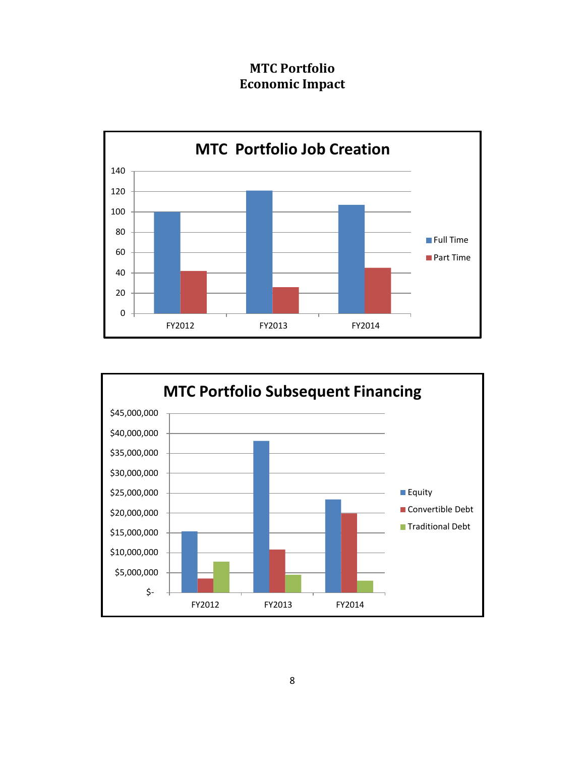# MTC Portfolio
# Economic Impact

**MTC Portfolio Job Creation**

| | Full Time | Part Time |
|---|---|---|
| FY2012 | 100 | 42 |
| FY2013 | 121 | 26 |
| FY2014 | 107 | 45 |

**MTC Portfolio Subsequent Financing**

| | Equity | Convertible Debt | Traditional Debt |
|---|---|---|---|
| FY2012 | $15,400,000 | $3,500,000 | $7,800,000 |
| FY2013 | $38,100,000 | $10,800,000 | $4,500,000 |
| FY2014 | $23,400,000 | $19,900,000 | $3,000,000 |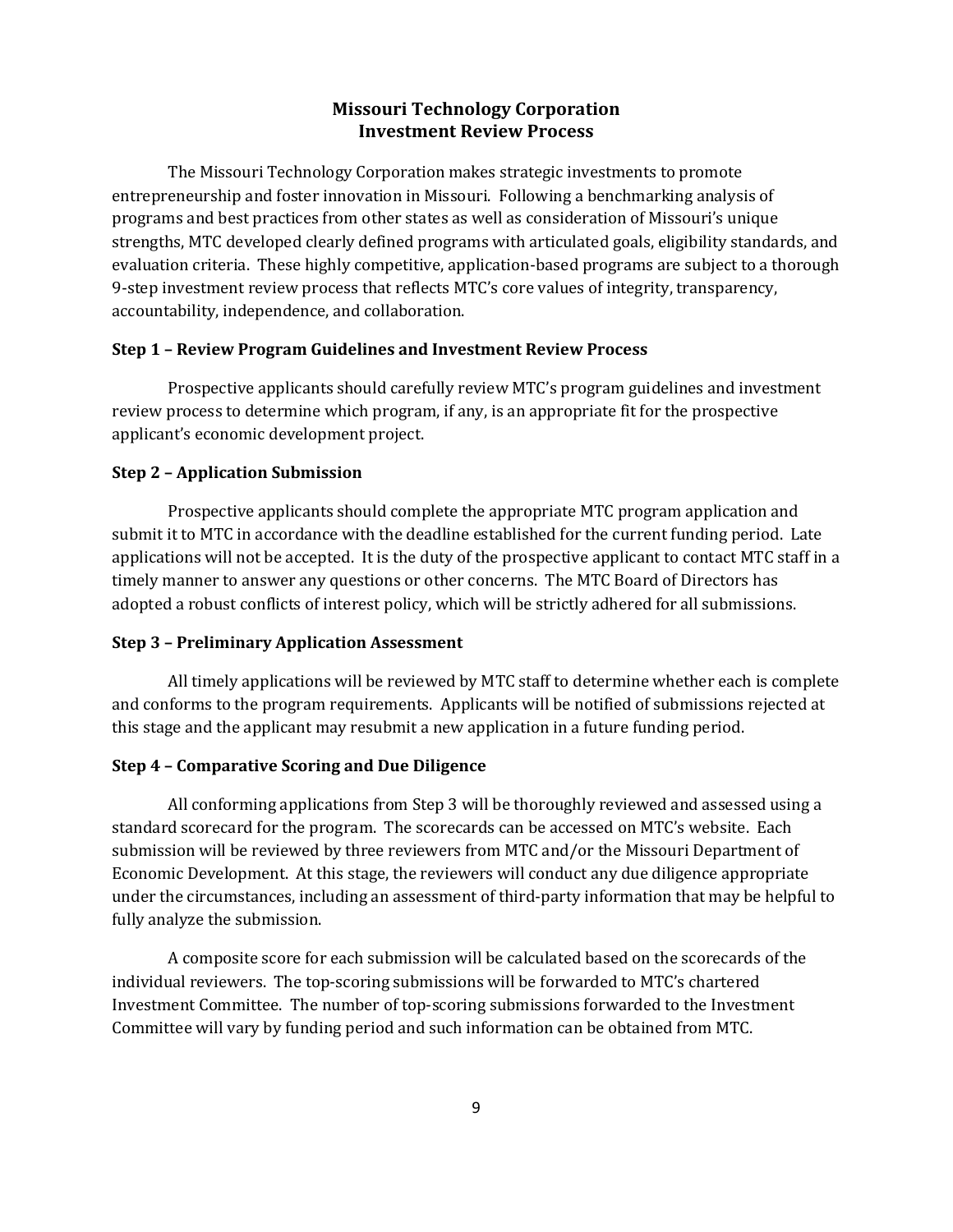# Missouri Technology Corporation
# Investment Review Process

The Missouri Technology Corporation makes strategic investments to promote entrepreneurship and foster innovation in Missouri. Following a benchmarking analysis of programs and best practices from other states as well as consideration of Missouri's unique strengths, MTC developed clearly defined programs with articulated goals, eligibility standards, and evaluation criteria. These highly competitive, application-based programs are subject to a thorough 9-step investment review process that reflects MTC's core values of integrity, transparency, accountability, independence, and collaboration.

**Step 1 – Review Program Guidelines and Investment Review Process**

Prospective applicants should carefully review MTC's program guidelines and investment review process to determine which program, if any, is an appropriate fit for the prospective applicant's economic development project.

**Step 2 – Application Submission**

Prospective applicants should complete the appropriate MTC program application and submit it to MTC in accordance with the deadline established for the current funding period. Late applications will not be accepted. It is the duty of the prospective applicant to contact MTC staff in a timely manner to answer any questions or other concerns. The MTC Board of Directors has adopted a robust conflicts of interest policy, which will be strictly adhered for all submissions.

**Step 3 – Preliminary Application Assessment**

All timely applications will be reviewed by MTC staff to determine whether each is complete and conforms to the program requirements. Applicants will be notified of submissions rejected at this stage and the applicant may resubmit a new application in a future funding period.

**Step 4 – Comparative Scoring and Due Diligence**

All conforming applications from Step 3 will be thoroughly reviewed and assessed using a standard scorecard for the program. The scorecards can be accessed on MTC's website. Each submission will be reviewed by three reviewers from MTC and/or the Missouri Department of Economic Development. At this stage, the reviewers will conduct any due diligence appropriate under the circumstances, including an assessment of third-party information that may be helpful to fully analyze the submission.

A composite score for each submission will be calculated based on the scorecards of the individual reviewers. The top-scoring submissions will be forwarded to MTC's chartered Investment Committee. The number of top-scoring submissions forwarded to the Investment Committee will vary by funding period and such information can be obtained from MTC.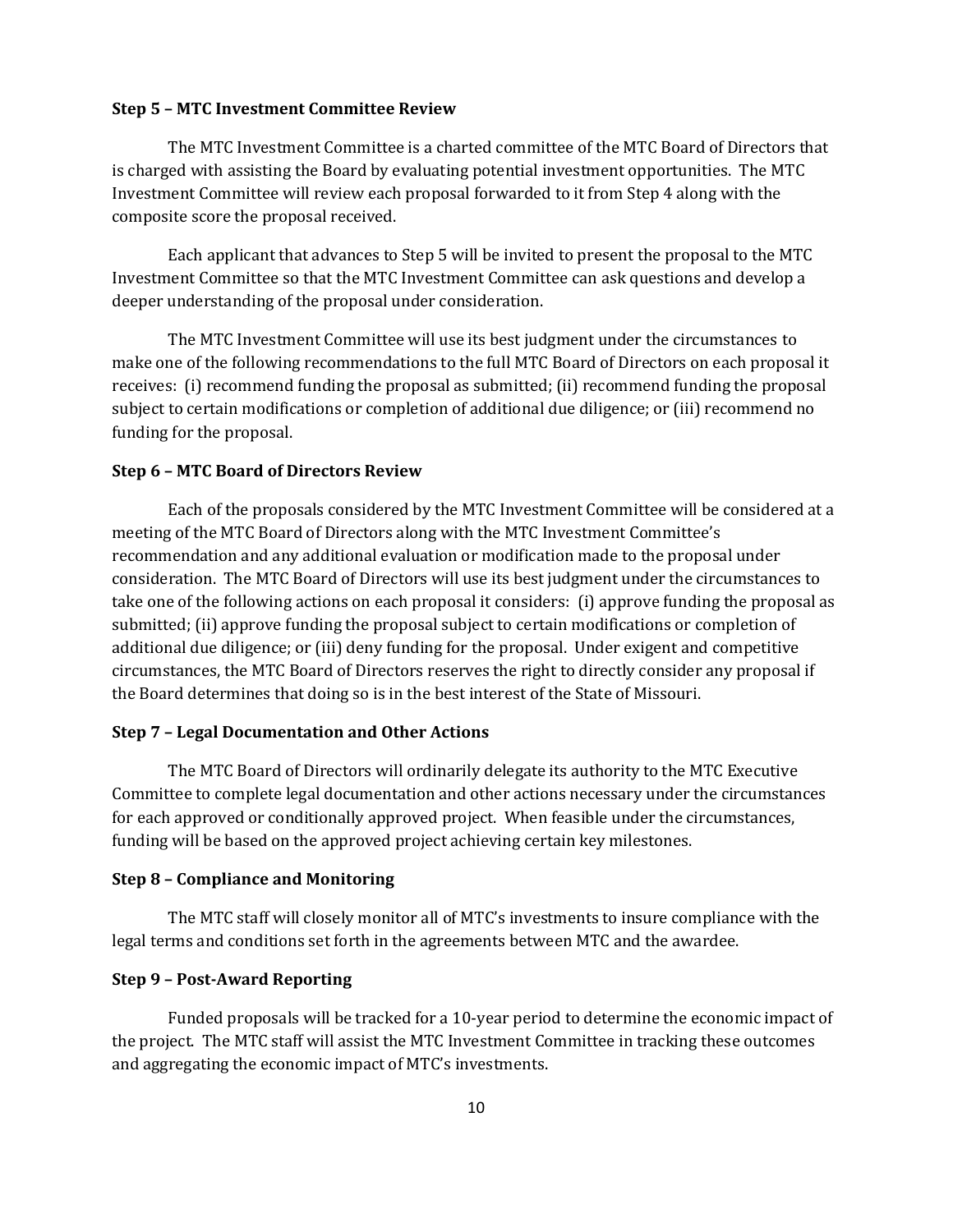**Step 5 – MTC Investment Committee Review**

The MTC Investment Committee is a charted committee of the MTC Board of Directors that is charged with assisting the Board by evaluating potential investment opportunities. The MTC Investment Committee will review each proposal forwarded to it from Step 4 along with the composite score the proposal received.

Each applicant that advances to Step 5 will be invited to present the proposal to the MTC Investment Committee so that the MTC Investment Committee can ask questions and develop a deeper understanding of the proposal under consideration.

The MTC Investment Committee will use its best judgment under the circumstances to make one of the following recommendations to the full MTC Board of Directors on each proposal it receives: (i) recommend funding the proposal as submitted; (ii) recommend funding the proposal subject to certain modifications or completion of additional due diligence; or (iii) recommend no funding for the proposal.

**Step 6 – MTC Board of Directors Review**

Each of the proposals considered by the MTC Investment Committee will be considered at a meeting of the MTC Board of Directors along with the MTC Investment Committee's recommendation and any additional evaluation or modification made to the proposal under consideration. The MTC Board of Directors will use its best judgment under the circumstances to take one of the following actions on each proposal it considers: (i) approve funding the proposal as submitted; (ii) approve funding the proposal subject to certain modifications or completion of additional due diligence; or (iii) deny funding for the proposal. Under exigent and competitive circumstances, the MTC Board of Directors reserves the right to directly consider any proposal if the Board determines that doing so is in the best interest of the State of Missouri.

**Step 7 – Legal Documentation and Other Actions**

The MTC Board of Directors will ordinarily delegate its authority to the MTC Executive Committee to complete legal documentation and other actions necessary under the circumstances for each approved or conditionally approved project. When feasible under the circumstances, funding will be based on the approved project achieving certain key milestones.

**Step 8 – Compliance and Monitoring**

The MTC staff will closely monitor all of MTC's investments to insure compliance with the legal terms and conditions set forth in the agreements between MTC and the awardee.

**Step 9 – Post-Award Reporting**

Funded proposals will be tracked for a 10-year period to determine the economic impact of the project. The MTC staff will assist the MTC Investment Committee in tracking these outcomes and aggregating the economic impact of MTC's investments.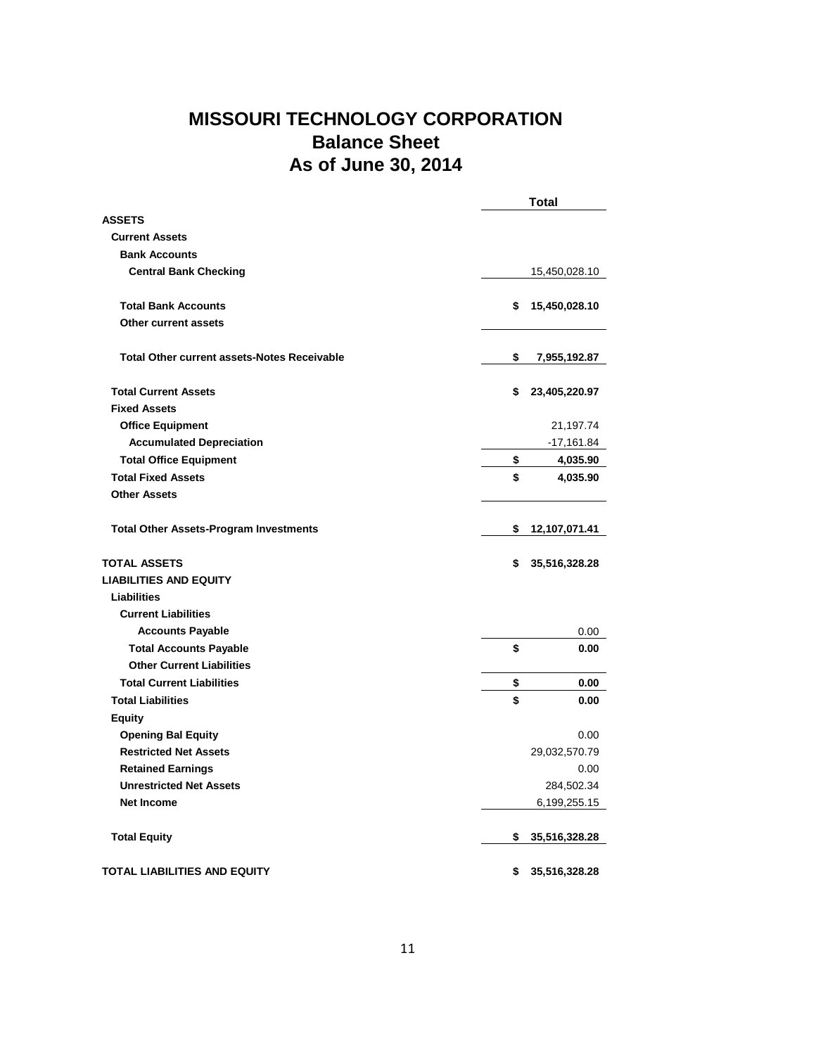# MISSOURI TECHNOLOGY CORPORATION
## Balance Sheet
## As of June 30, 2014

| | Total |
|---|---|
| **ASSETS** | |
| **Current Assets** | |
| **Bank Accounts** | |
| **Central Bank Checking** | 15,450,028.10 |
| **Total Bank Accounts** | **$ 15,450,028.10** |
| **Other current assets** | |
| **Total Other current assets-Notes Receivable** | **$ 7,955,192.87** |
| **Total Current Assets** | **$ 23,405,220.97** |
| **Fixed Assets** | |
| **Office Equipment** | 21,197.74 |
| **Accumulated Depreciation** | -17,161.84 |
| **Total Office Equipment** | **$ 4,035.90** |
| **Total Fixed Assets** | **$ 4,035.90** |
| **Other Assets** | |
| **Total Other Assets-Program Investments** | **$ 12,107,071.41** |
| **TOTAL ASSETS** | **$ 35,516,328.28** |
| **LIABILITIES AND EQUITY** | |
| **Liabilities** | |
| **Current Liabilities** | |
| **Accounts Payable** | 0.00 |
| **Total Accounts Payable** | **$ 0.00** |
| **Other Current Liabilities** | |
| **Total Current Liabilities** | **$ 0.00** |
| **Total Liabilities** | **$ 0.00** |
| **Equity** | |
| **Opening Bal Equity** | 0.00 |
| **Restricted Net Assets** | 29,032,570.79 |
| **Retained Earnings** | 0.00 |
| **Unrestricted Net Assets** | 284,502.34 |
| **Net Income** | 6,199,255.15 |
| **Total Equity** | **$ 35,516,328.28** |
| **TOTAL LIABILITIES AND EQUITY** | **$ 35,516,328.28** |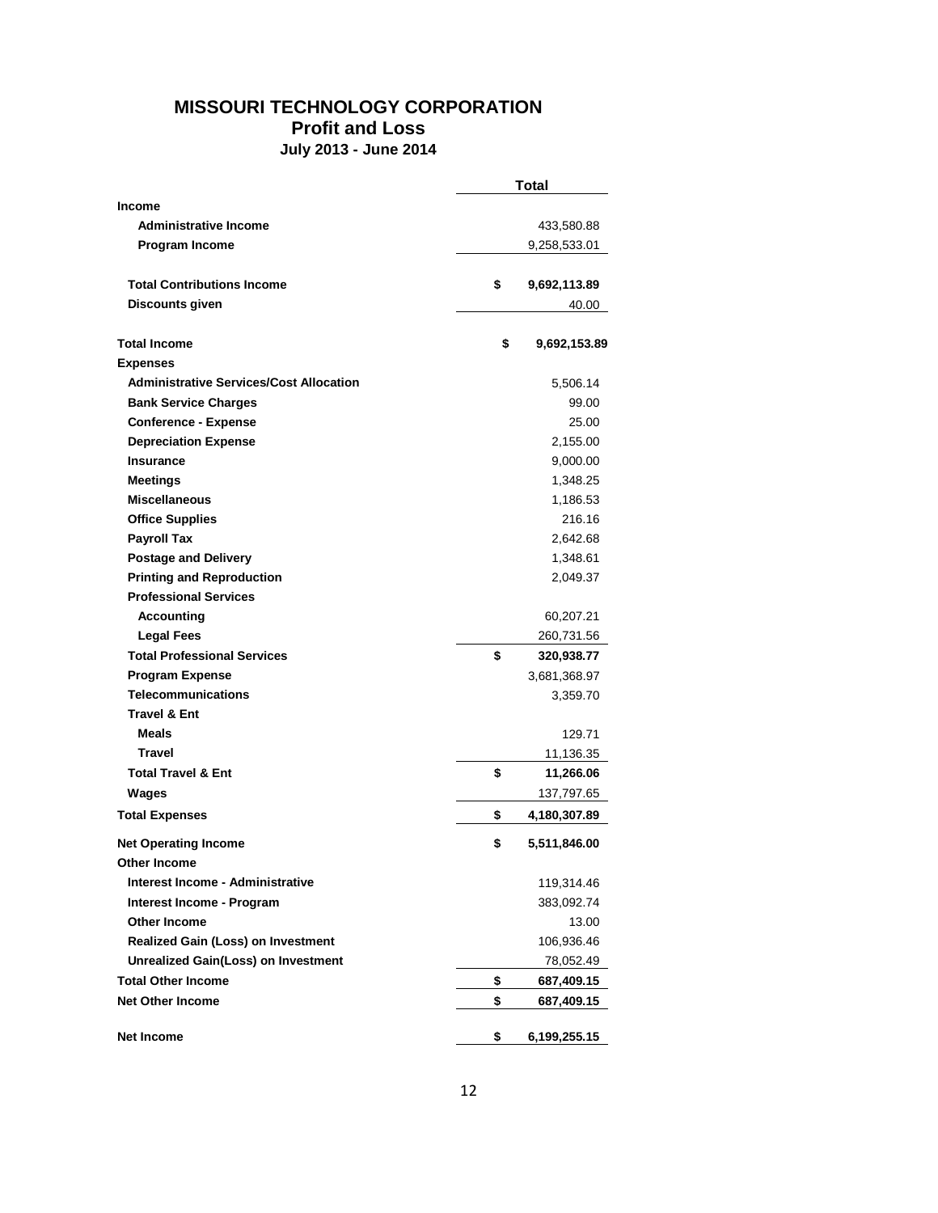# MISSOURI TECHNOLOGY CORPORATION
## Profit and Loss
### July 2013 - June 2014

| | Total |
|---|---|
| **Income** | |
| **Administrative Income** | 433,580.88 |
| **Program Income** | 9,258,533.01 |
| **Total Contributions Income** | **$ 9,692,113.89** |
| **Discounts given** | 40.00 |
| **Total Income** | **$ 9,692,153.89** |
| **Expenses** | |
| **Administrative Services/Cost Allocation** | 5,506.14 |
| **Bank Service Charges** | 99.00 |
| **Conference - Expense** | 25.00 |
| **Depreciation Expense** | 2,155.00 |
| **Insurance** | 9,000.00 |
| **Meetings** | 1,348.25 |
| **Miscellaneous** | 1,186.53 |
| **Office Supplies** | 216.16 |
| **Payroll Tax** | 2,642.68 |
| **Postage and Delivery** | 1,348.61 |
| **Printing and Reproduction** | 2,049.37 |
| **Professional Services** | |
| **Accounting** | 60,207.21 |
| **Legal Fees** | 260,731.56 |
| **Total Professional Services** | **$ 320,938.77** |
| **Program Expense** | 3,681,368.97 |
| **Telecommunications** | 3,359.70 |
| **Travel & Ent** | |
| **Meals** | 129.71 |
| **Travel** | 11,136.35 |
| **Total Travel & Ent** | **$ 11,266.06** |
| **Wages** | 137,797.65 |
| **Total Expenses** | **$ 4,180,307.89** |
| **Net Operating Income** | **$ 5,511,846.00** |
| **Other Income** | |
| **Interest Income - Administrative** | 119,314.46 |
| **Interest Income - Program** | 383,092.74 |
| **Other Income** | 13.00 |
| **Realized Gain (Loss) on Investment** | 106,936.46 |
| **Unrealized Gain(Loss) on Investment** | 78,052.49 |
| **Total Other Income** | **$ 687,409.15** |
| **Net Other Income** | **$ 687,409.15** |
| **Net Income** | **$ 6,199,255.15** |